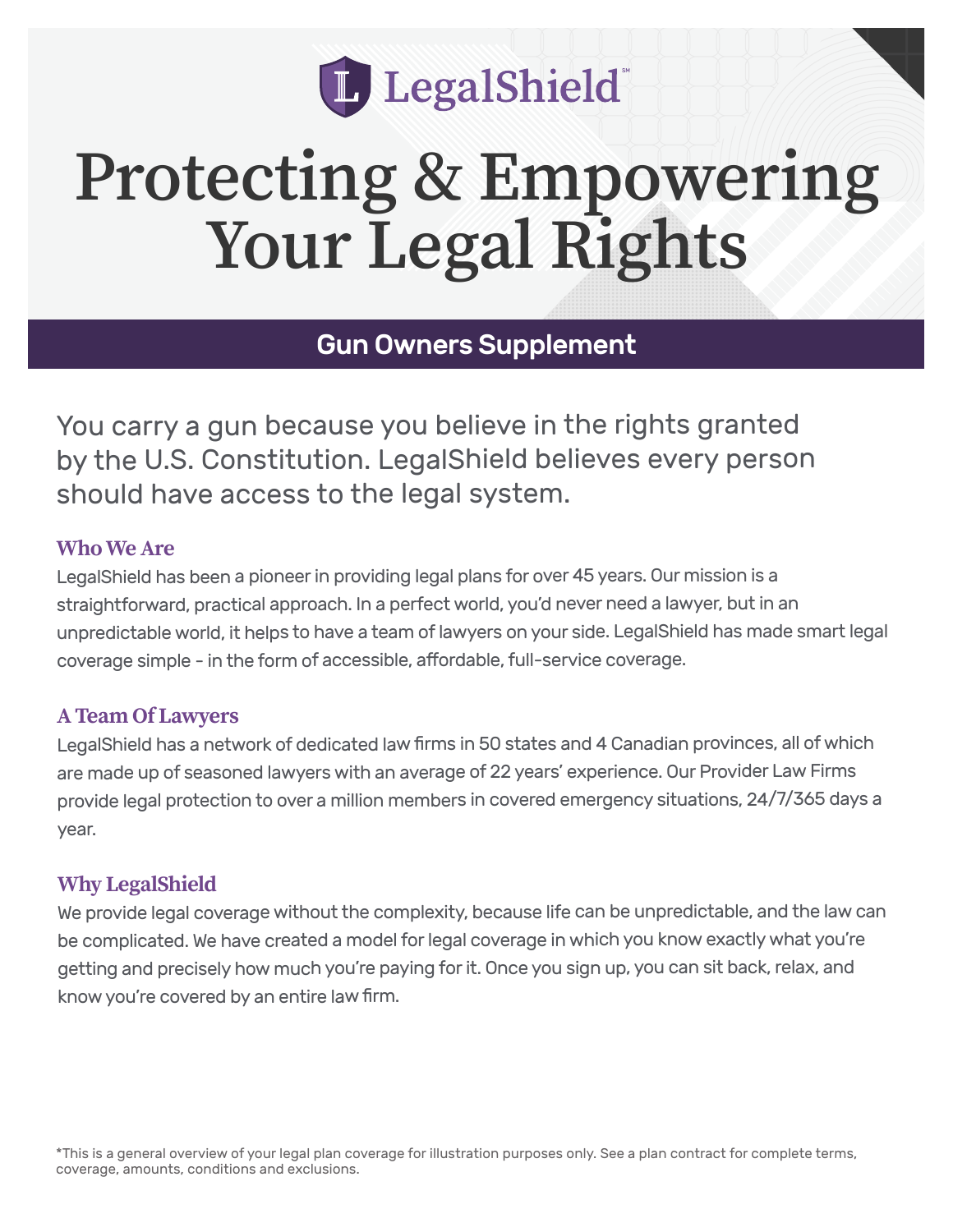LegalShield℠

# Protecting & Empowering Your Legal Rights

## Gun Owners Supplement

You carry a gun because you believe in the rights granted by the U.S. Constitution. LegalShield believes every person should have access to the legal system.

### Who We Are

LegalShield has been a pioneer in providing legal plans for over 45 years. Our mission is a straightforward, practical approach. In a perfect world, you'd never need a lawyer, but in an unpredictable world, it helps to have a team of lawyers on your side. LegalShield has made smart legal coverage simple - in the form of accessible, affordable, full-service coverage.

### A Team Of Lawyers

LegalShield has a network of dedicated law firms in 50 states and 4 Canadian provinces, all of which are made up of seasoned lawyers with an average of 22 years' experience. Our Provider Law Firms provide legal protection to over a million members in covered emergency situations, 24/7/365 days a year.

### Why LegalShield

We provide legal coverage without the complexity, because life can be unpredictable, and the law can be complicated. We have created a model for legal coverage in which you know exactly what you're getting and precisely how much you're paying for it. Once you sign up, you can sit back, relax, and know you're covered by an entire law firm.

*This is a general overview of your legal plan coverage for illustration purposes only. See a plan contract for complete terms, coverage, amounts, conditions and exclusions.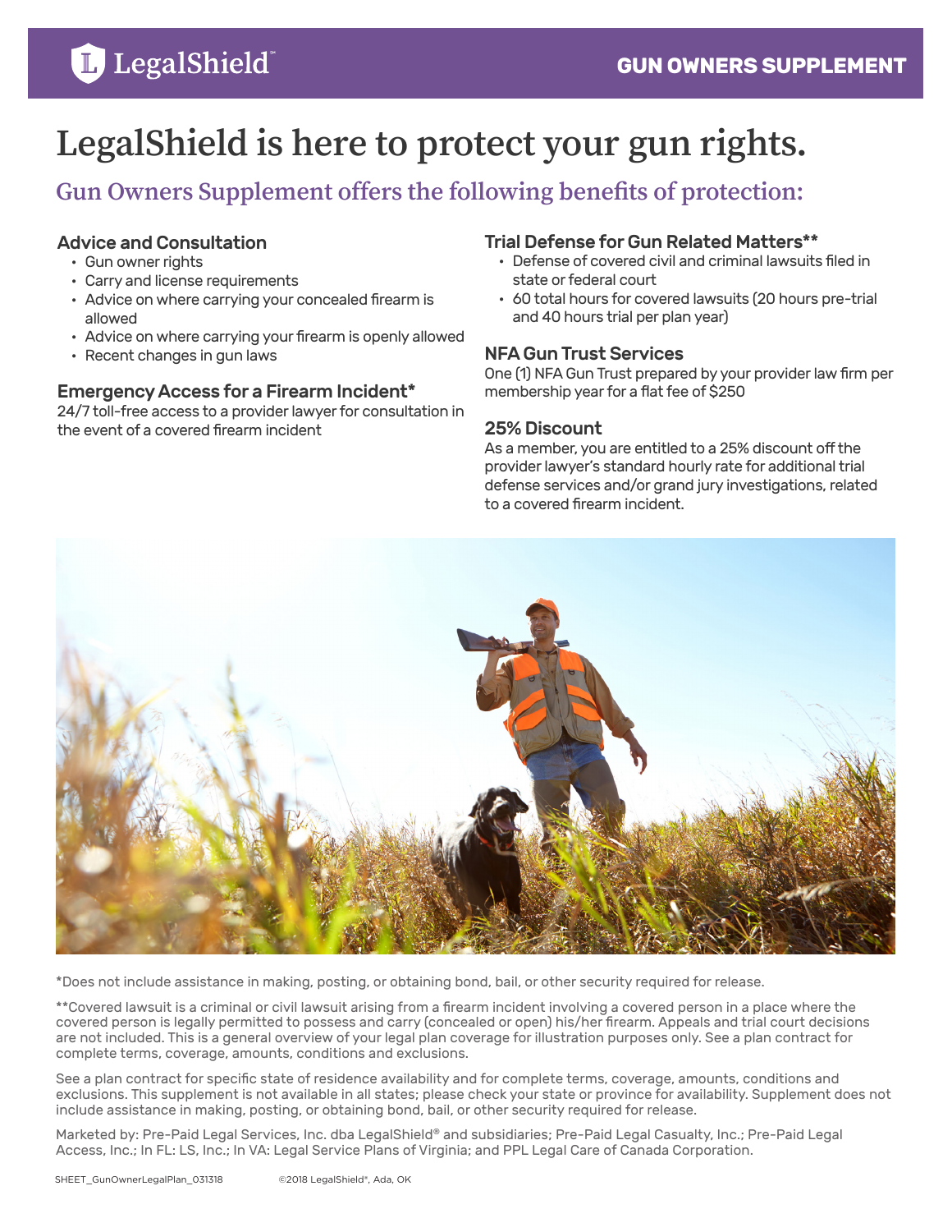LegalShield

GUN OWNERS SUPPLEMENT

# LegalShield is here to protect your gun rights.

## Gun Owners Supplement offers the following benefits of protection:

### Advice and Consultation
- Gun owner rights
- Carry and license requirements
- Advice on where carrying your concealed firearm is allowed
- Advice on where carrying your firearm is openly allowed
- Recent changes in gun laws

### Emergency Access for a Firearm Incident*
24/7 toll-free access to a provider lawyer for consultation in the event of a covered firearm incident

### Trial Defense for Gun Related Matters**
- Defense of covered civil and criminal lawsuits filed in state or federal court
- 60 total hours for covered lawsuits (20 hours pre-trial and 40 hours trial per plan year)

### NFA Gun Trust Services
One (1) NFA Gun Trust prepared by your provider law firm per membership year for a flat fee of $250

### 25% Discount
As a member, you are entitled to a 25% discount off the provider lawyer's standard hourly rate for additional trial defense services and/or grand jury investigations, related to a covered firearm incident.

*Does not include assistance in making, posting, or obtaining bond, bail, or other security required for release.

**Covered lawsuit is a criminal or civil lawsuit arising from a firearm incident involving a covered person in a place where the covered person is legally permitted to possess and carry (concealed or open) his/her firearm. Appeals and trial court decisions are not included. This is a general overview of your legal plan coverage for illustration purposes only. See a plan contract for complete terms, coverage, amounts, conditions and exclusions.

See a plan contract for specific state of residence availability and for complete terms, coverage, amounts, conditions and exclusions. This supplement is not available in all states; please check your state or province for availability. Supplement does not include assistance in making, posting, or obtaining bond, bail, or other security required for release.

Marketed by: Pre-Paid Legal Services, Inc. dba LegalShield® and subsidiaries; Pre-Paid Legal Casualty, Inc.; Pre-Paid Legal Access, Inc.; In FL: LS, Inc.; In VA: Legal Service Plans of Virginia; and PPL Legal Care of Canada Corporation.

SHEET_GunOwnerLegalPlan_031318 ©2018 LegalShield®, Ada, OK